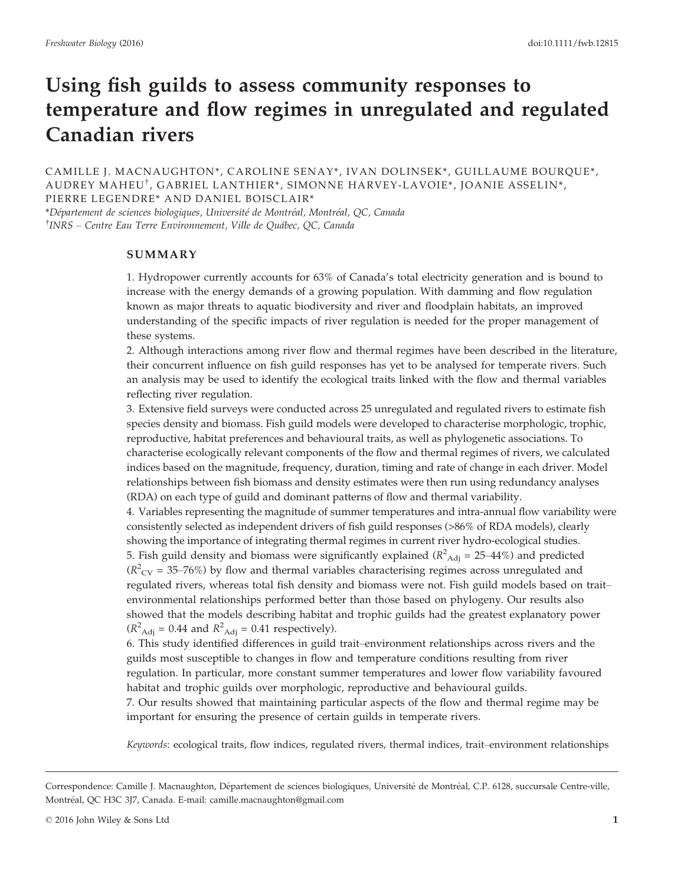# Using fish guilds to assess community responses to temperature and flow regimes in unregulated and regulated Canadian rivers

CAMILLE J. MACNAUGHTON*, CAROLINE SENAY*, IVAN DOLINSEK*, GUILLAUME BOURQUE*, AUDREY MAHEU[†], GABRIEL LANTHIER*, SIMONNE HARVEY-LAVOIE*, JOANIE ASSELIN*, PIERRE LEGENDRE* AND DANIEL BOISCLAIR*

*Département de sciences biologiques, Université de Montréal, Montréal, QC, Canada

[†]INRS – Centre Eau Terre Environnement, Ville de Quábec, QC, Canada

## SUMMARY

1. Hydropower currently accounts for 63% of Canada's total electricity generation and is bound to increase with the energy demands of a growing population. With damming and flow regulation known as major threats to aquatic biodiversity and river and floodplain habitats, an improved understanding of the specific impacts of river regulation is needed for the proper management of these systems.
2. Although interactions among river flow and thermal regimes have been described in the literature, their concurrent influence on fish guild responses has yet to be analysed for temperate rivers. Such an analysis may be used to identify the ecological traits linked with the flow and thermal variables reflecting river regulation.
3. Extensive field surveys were conducted across 25 unregulated and regulated rivers to estimate fish species density and biomass. Fish guild models were developed to characterise morphologic, trophic, reproductive, habitat preferences and behavioural traits, as well as phylogenetic associations. To characterise ecologically relevant components of the flow and thermal regimes of rivers, we calculated indices based on the magnitude, frequency, duration, timing and rate of change in each driver. Model relationships between fish biomass and density estimates were then run using redundancy analyses (RDA) on each type of guild and dominant patterns of flow and thermal variability.
4. Variables representing the magnitude of summer temperatures and intra-annual flow variability were consistently selected as independent drivers of fish guild responses (>86% of RDA models), clearly showing the importance of integrating thermal regimes in current river hydro-ecological studies.
5. Fish guild density and biomass were significantly explained ($R^2_{\mathrm{Adj}}$ = 25–44%) and predicted ($R^2_{\mathrm{CV}}$ = 35–76%) by flow and thermal variables characterising regimes across unregulated and regulated rivers, whereas total fish density and biomass were not. Fish guild models based on trait–environmental relationships performed better than those based on phylogeny. Our results also showed that the models describing habitat and trophic guilds had the greatest explanatory power ($R^2_{\mathrm{Adj}}$ = 0.44 and $R^2_{\mathrm{Adj}}$ = 0.41 respectively).
6. This study identified differences in guild trait–environment relationships across rivers and the guilds most susceptible to changes in flow and temperature conditions resulting from river regulation. In particular, more constant summer temperatures and lower flow variability favoured habitat and trophic guilds over morphologic, reproductive and behavioural guilds.
7. Our results showed that maintaining particular aspects of the flow and thermal regime may be important for ensuring the presence of certain guilds in temperate rivers.

*Keywords*: ecological traits, flow indices, regulated rivers, thermal indices, trait–environment relationships

Correspondence: Camille J. Macnaughton, Département de sciences biologiques, Université de Montréal, C.P. 6128, succursale Centre-ville, Montréal, QC H3C 3J7, Canada. E-mail: camille.macnaughton@gmail.com

© 2016 John Wiley & Sons Ltd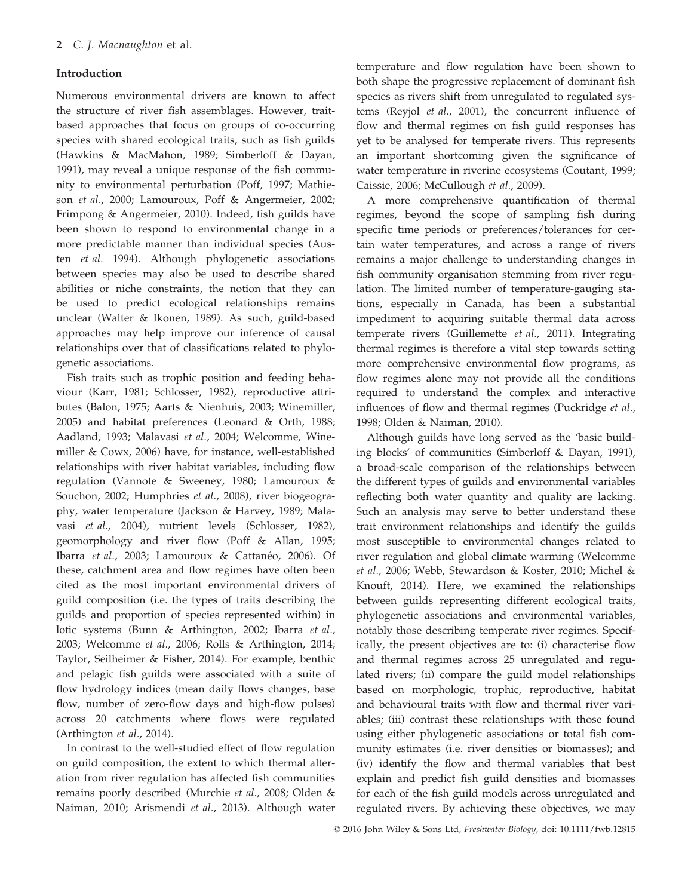## Introduction

Numerous environmental drivers are known to affect the structure of river fish assemblages. However, trait-based approaches that focus on groups of co-occurring species with shared ecological traits, such as fish guilds (Hawkins & MacMahon, 1989; Simberloff & Dayan, 1991), may reveal a unique response of the fish community to environmental perturbation (Poff, 1997; Mathieson *et al.*, 2000; Lamouroux, Poff & Angermeier, 2002; Frimpong & Angermeier, 2010). Indeed, fish guilds have been shown to respond to environmental change in a more predictable manner than individual species (Austen *et al.* 1994). Although phylogenetic associations between species may also be used to describe shared abilities or niche constraints, the notion that they can be used to predict ecological relationships remains unclear (Walter & Ikonen, 1989). As such, guild-based approaches may help improve our inference of causal relationships over that of classifications related to phylogenetic associations.

Fish traits such as trophic position and feeding behaviour (Karr, 1981; Schlosser, 1982), reproductive attributes (Balon, 1975; Aarts & Nienhuis, 2003; Winemiller, 2005) and habitat preferences (Leonard & Orth, 1988; Aadland, 1993; Malavasi *et al.*, 2004; Welcomme, Winemiller & Cowx, 2006) have, for instance, well-established relationships with river habitat variables, including flow regulation (Vannote & Sweeney, 1980; Lamouroux & Souchon, 2002; Humphries *et al.*, 2008), river biogeography, water temperature (Jackson & Harvey, 1989; Malavasi *et al.*, 2004), nutrient levels (Schlosser, 1982), geomorphology and river flow (Poff & Allan, 1995; Ibarra *et al.*, 2003; Lamouroux & Cattanéo, 2006). Of these, catchment area and flow regimes have often been cited as the most important environmental drivers of guild composition (i.e. the types of traits describing the guilds and proportion of species represented within) in lotic systems (Bunn & Arthington, 2002; Ibarra *et al.*, 2003; Welcomme *et al.*, 2006; Rolls & Arthington, 2014; Taylor, Seilheimer & Fisher, 2014). For example, benthic and pelagic fish guilds were associated with a suite of flow hydrology indices (mean daily flows changes, base flow, number of zero-flow days and high-flow pulses) across 20 catchments where flows were regulated (Arthington *et al.*, 2014).

In contrast to the well-studied effect of flow regulation on guild composition, the extent to which thermal alteration from river regulation has affected fish communities remains poorly described (Murchie *et al.*, 2008; Olden & Naiman, 2010; Arismendi *et al.*, 2013). Although water temperature and flow regulation have been shown to both shape the progressive replacement of dominant fish species as rivers shift from unregulated to regulated systems (Reyjol *et al.*, 2001), the concurrent influence of flow and thermal regimes on fish guild responses has yet to be analysed for temperate rivers. This represents an important shortcoming given the significance of water temperature in riverine ecosystems (Coutant, 1999; Caissie, 2006; McCullough *et al.*, 2009).

A more comprehensive quantification of thermal regimes, beyond the scope of sampling fish during specific time periods or preferences/tolerances for certain water temperatures, and across a range of rivers remains a major challenge to understanding changes in fish community organisation stemming from river regulation. The limited number of temperature-gauging stations, especially in Canada, has been a substantial impediment to acquiring suitable thermal data across temperate rivers (Guillemette *et al.*, 2011). Integrating thermal regimes is therefore a vital step towards setting more comprehensive environmental flow programs, as flow regimes alone may not provide all the conditions required to understand the complex and interactive influences of flow and thermal regimes (Puckridge *et al.*, 1998; Olden & Naiman, 2010).

Although guilds have long served as the 'basic building blocks' of communities (Simberloff & Dayan, 1991), a broad-scale comparison of the relationships between the different types of guilds and environmental variables reflecting both water quantity and quality are lacking. Such an analysis may serve to better understand these trait–environment relationships and identify the guilds most susceptible to environmental changes related to river regulation and global climate warming (Welcomme *et al.*, 2006; Webb, Stewardson & Koster, 2010; Michel & Knouft, 2014). Here, we examined the relationships between guilds representing different ecological traits, phylogenetic associations and environmental variables, notably those describing temperate river regimes. Specifically, the present objectives are to: (i) characterise flow and thermal regimes across 25 unregulated and regulated rivers; (ii) compare the guild model relationships based on morphologic, trophic, reproductive, habitat and behavioural traits with flow and thermal river variables; (iii) contrast these relationships with those found using either phylogenetic associations or total fish community estimates (i.e. river densities or biomasses); and (iv) identify the flow and thermal variables that best explain and predict fish guild densities and biomasses for each of the fish guild models across unregulated and regulated rivers. By achieving these objectives, we may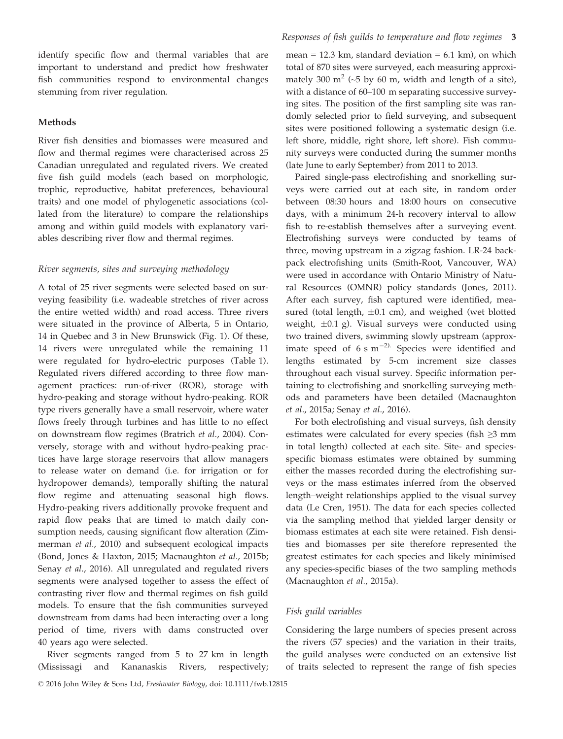identify specific flow and thermal variables that are important to understand and predict how freshwater fish communities respond to environmental changes stemming from river regulation.

## Methods

River fish densities and biomasses were measured and flow and thermal regimes were characterised across 25 Canadian unregulated and regulated rivers. We created five fish guild models (each based on morphologic, trophic, reproductive, habitat preferences, behavioural traits) and one model of phylogenetic associations (collated from the literature) to compare the relationships among and within guild models with explanatory variables describing river flow and thermal regimes.

### *River segments, sites and surveying methodology*

A total of 25 river segments were selected based on surveying feasibility (i.e. wadeable stretches of river across the entire wetted width) and road access. Three rivers were situated in the province of Alberta, 5 in Ontario, 14 in Quebec and 3 in New Brunswick (Fig. 1). Of these, 14 rivers were unregulated while the remaining 11 were regulated for hydro-electric purposes (Table 1). Regulated rivers differed according to three flow management practices: run-of-river (ROR), storage with hydro-peaking and storage without hydro-peaking. ROR type rivers generally have a small reservoir, where water flows freely through turbines and has little to no effect on downstream flow regimes (Bratrich *et al.*, 2004). Conversely, storage with and without hydro-peaking practices have large storage reservoirs that allow managers to release water on demand (i.e. for irrigation or for hydropower demands), temporally shifting the natural flow regime and attenuating seasonal high flows. Hydro-peaking rivers additionally provoke frequent and rapid flow peaks that are timed to match daily consumption needs, causing significant flow alteration (Zimmerman *et al.*, 2010) and subsequent ecological impacts (Bond, Jones & Haxton, 2015; Macnaughton *et al.*, 2015b; Senay *et al.*, 2016). All unregulated and regulated rivers segments were analysed together to assess the effect of contrasting river flow and thermal regimes on fish guild models. To ensure that the fish communities surveyed downstream from dams had been interacting over a long period of time, rivers with dams constructed over 40 years ago were selected.

River segments ranged from 5 to 27 km in length (Mississagi and Kananaskis Rivers, respectively; mean = 12.3 km, standard deviation = 6.1 km), on which total of 870 sites were surveyed, each measuring approximately 300 $m^2$ (~5 by 60 m, width and length of a site), with a distance of 60–100 m separating successive surveying sites. The position of the first sampling site was randomly selected prior to field surveying, and subsequent sites were positioned following a systematic design (i.e. left shore, middle, right shore, left shore). Fish community surveys were conducted during the summer months (late June to early September) from 2011 to 2013.

Paired single-pass electrofishing and snorkelling surveys were carried out at each site, in random order between 08:30 hours and 18:00 hours on consecutive days, with a minimum 24-h recovery interval to allow fish to re-establish themselves after a surveying event. Electrofishing surveys were conducted by teams of three, moving upstream in a zigzag fashion. LR-24 backpack electrofishing units (Smith-Root, Vancouver, WA) were used in accordance with Ontario Ministry of Natural Resources (OMNR) policy standards (Jones, 2011). After each survey, fish captured were identified, measured (total length, ±0.1 cm), and weighed (wet blotted weight, ±0.1 g). Visual surveys were conducted using two trained divers, swimming slowly upstream (approximate speed of 6 s $m^{-2)}$. Species were identified and lengths estimated by 5-cm increment size classes throughout each visual survey. Specific information pertaining to electrofishing and snorkelling surveying methods and parameters have been detailed (Macnaughton *et al.*, 2015a; Senay *et al.*, 2016).

For both electrofishing and visual surveys, fish density estimates were calculated for every species (fish ≥3 mm in total length) collected at each site. Site- and species-specific biomass estimates were obtained by summing either the masses recorded during the electrofishing surveys or the mass estimates inferred from the observed length–weight relationships applied to the visual survey data (Le Cren, 1951). The data for each species collected via the sampling method that yielded larger density or biomass estimates at each site were retained. Fish densities and biomasses per site therefore represented the greatest estimates for each species and likely minimised any species-specific biases of the two sampling methods (Macnaughton *et al.*, 2015a).

### *Fish guild variables*

Considering the large numbers of species present across the rivers (57 species) and the variation in their traits, the guild analyses were conducted on an extensive list of traits selected to represent the range of fish species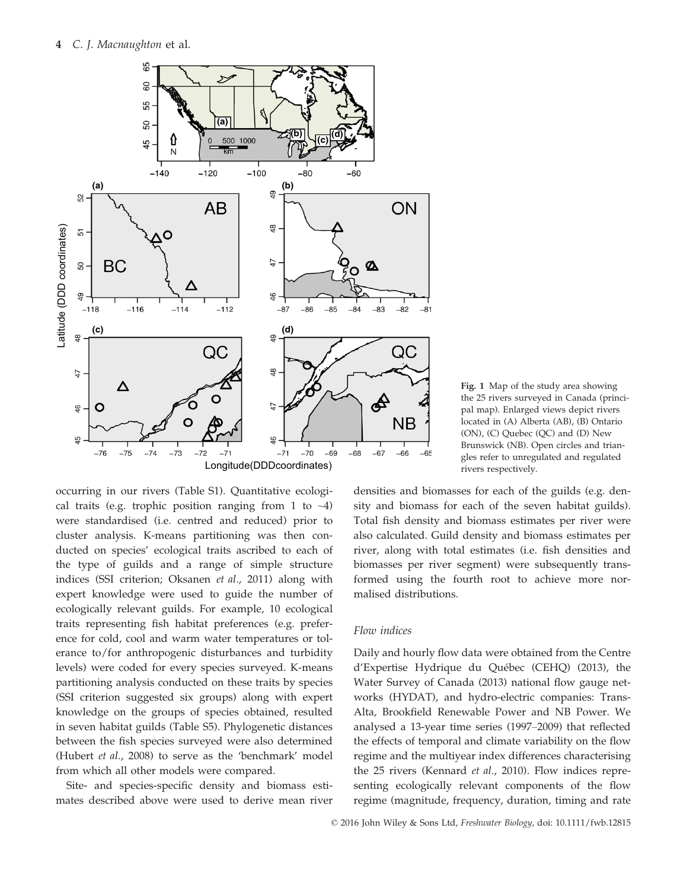Fig. 1 Map of the study area showing the 25 rivers surveyed in Canada (principal map). Enlarged views depict rivers located in (A) Alberta (AB), (B) Ontario (ON), (C) Quebec (QC) and (D) New Brunswick (NB). Open circles and triangles refer to unregulated and regulated rivers respectively.

occurring in our rivers (Table S1). Quantitative ecological traits (e.g. trophic position ranging from 1 to ~4) were standardised (i.e. centred and reduced) prior to cluster analysis. K-means partitioning was then conducted on species' ecological traits ascribed to each of the type of guilds and a range of simple structure indices (SSI criterion; Oksanen *et al.*, 2011) along with expert knowledge were used to guide the number of ecologically relevant guilds. For example, 10 ecological traits representing fish habitat preferences (e.g. preference for cold, cool and warm water temperatures or tolerance to/for anthropogenic disturbances and turbidity levels) were coded for every species surveyed. K-means partitioning analysis conducted on these traits by species (SSI criterion suggested six groups) along with expert knowledge on the groups of species obtained, resulted in seven habitat guilds (Table S5). Phylogenetic distances between the fish species surveyed were also determined (Hubert *et al.*, 2008) to serve as the 'benchmark' model from which all other models were compared.

Site- and species-specific density and biomass estimates described above were used to derive mean river densities and biomasses for each of the guilds (e.g. density and biomass for each of the seven habitat guilds). Total fish density and biomass estimates per river were also calculated. Guild density and biomass estimates per river, along with total estimates (i.e. fish densities and biomasses per river segment) were subsequently transformed using the fourth root to achieve more normalised distributions.

### Flow indices

Daily and hourly flow data were obtained from the Centre d'Expertise Hydrique du Québec (CEHQ) (2013), the Water Survey of Canada (2013) national flow gauge networks (HYDAT), and hydro-electric companies: TransAlta, Brookfield Renewable Power and NB Power. We analysed a 13-year time series (1997–2009) that reflected the effects of temporal and climate variability on the flow regime and the multiyear index differences characterising the 25 rivers (Kennard *et al.*, 2010). Flow indices representing ecologically relevant components of the flow regime (magnitude, frequency, duration, timing and rate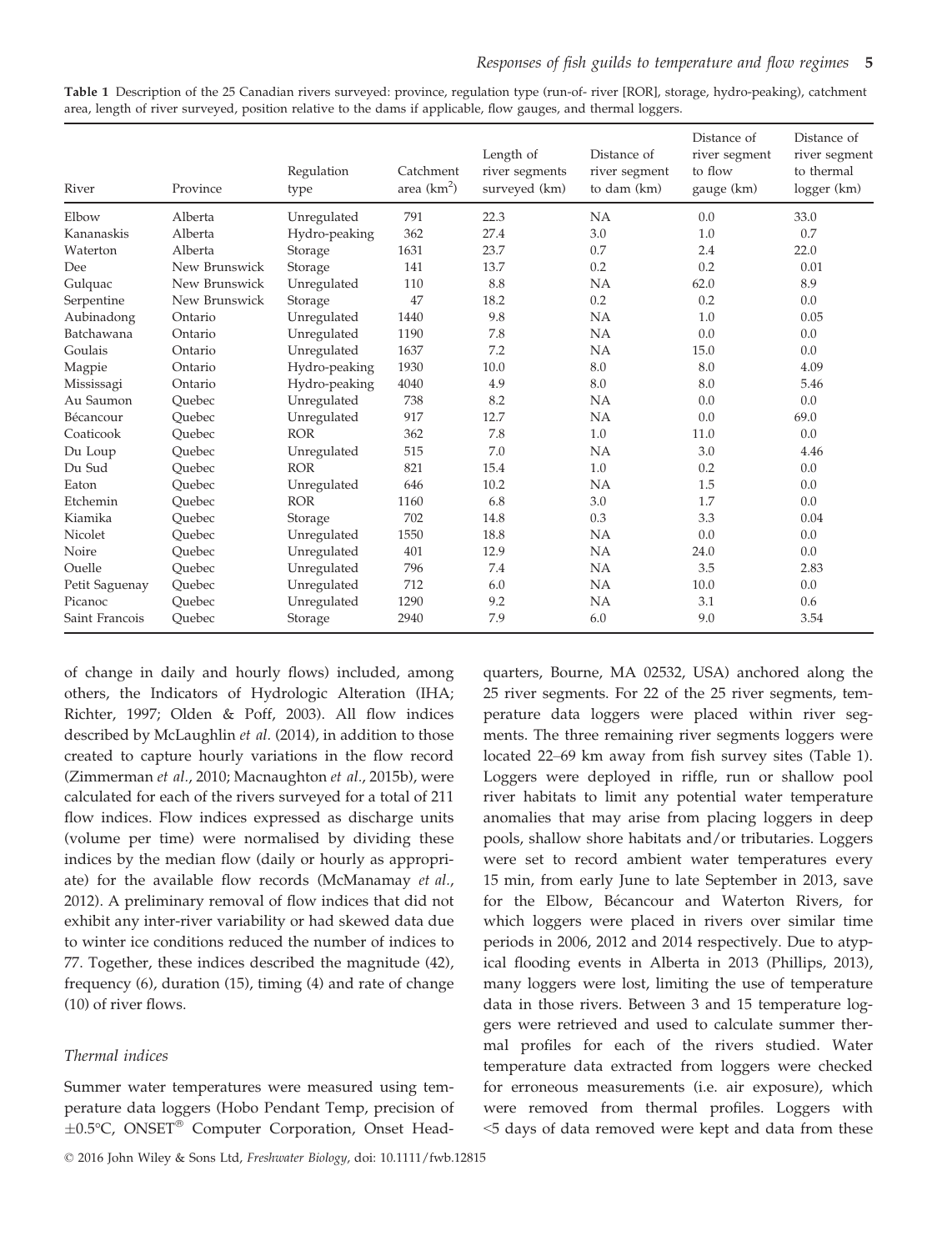**Table 1** Description of the 25 Canadian rivers surveyed: province, regulation type (run-of- river [ROR], storage, hydro-peaking), catchment area, length of river surveyed, position relative to the dams if applicable, flow gauges, and thermal loggers.

| River | Province | Regulation type | Catchment area ($km^2$) | Length of river segments surveyed (km) | Distance of river segment to dam (km) | Distance of river segment to flow gauge (km) | Distance of river segment to thermal logger (km) |
|---|---|---|---|---|---|---|---|
| Elbow | Alberta | Unregulated | 791 | 22.3 | NA | 0.0 | 33.0 |
| Kananaskis | Alberta | Hydro-peaking | 362 | 27.4 | 3.0 | 1.0 | 0.7 |
| Waterton | Alberta | Storage | 1631 | 23.7 | 0.7 | 2.4 | 22.0 |
| Dee | New Brunswick | Storage | 141 | 13.7 | 0.2 | 0.2 | 0.01 |
| Gulquac | New Brunswick | Unregulated | 110 | 8.8 | NA | 62.0 | 8.9 |
| Serpentine | New Brunswick | Storage | 47 | 18.2 | 0.2 | 0.2 | 0.0 |
| Aubinadong | Ontario | Unregulated | 1440 | 9.8 | NA | 1.0 | 0.05 |
| Batchawana | Ontario | Unregulated | 1190 | 7.8 | NA | 0.0 | 0.0 |
| Goulais | Ontario | Unregulated | 1637 | 7.2 | NA | 15.0 | 0.0 |
| Magpie | Ontario | Hydro-peaking | 1930 | 10.0 | 8.0 | 8.0 | 4.09 |
| Mississagi | Ontario | Hydro-peaking | 4040 | 4.9 | 8.0 | 8.0 | 5.46 |
| Au Saumon | Quebec | Unregulated | 738 | 8.2 | NA | 0.0 | 0.0 |
| Bécancour | Quebec | Unregulated | 917 | 12.7 | NA | 0.0 | 69.0 |
| Coaticook | Quebec | ROR | 362 | 7.8 | 1.0 | 11.0 | 0.0 |
| Du Loup | Quebec | Unregulated | 515 | 7.0 | NA | 3.0 | 4.46 |
| Du Sud | Quebec | ROR | 821 | 15.4 | 1.0 | 0.2 | 0.0 |
| Eaton | Quebec | Unregulated | 646 | 10.2 | NA | 1.5 | 0.0 |
| Etchemin | Quebec | ROR | 1160 | 6.8 | 3.0 | 1.7 | 0.0 |
| Kiamika | Quebec | Storage | 702 | 14.8 | 0.3 | 3.3 | 0.04 |
| Nicolet | Quebec | Unregulated | 1550 | 18.8 | NA | 0.0 | 0.0 |
| Noire | Quebec | Unregulated | 401 | 12.9 | NA | 24.0 | 0.0 |
| Ouelle | Quebec | Unregulated | 796 | 7.4 | NA | 3.5 | 2.83 |
| Petit Saguenay | Quebec | Unregulated | 712 | 6.0 | NA | 10.0 | 0.0 |
| Picanoc | Quebec | Unregulated | 1290 | 9.2 | NA | 3.1 | 0.6 |
| Saint Francois | Quebec | Storage | 2940 | 7.9 | 6.0 | 9.0 | 3.54 |

of change in daily and hourly flows) included, among others, the Indicators of Hydrologic Alteration (IHA; Richter, 1997; Olden & Poff, 2003). All flow indices described by McLaughlin *et al.* (2014), in addition to those created to capture hourly variations in the flow record (Zimmerman *et al.*, 2010; Macnaughton *et al.*, 2015b), were calculated for each of the rivers surveyed for a total of 211 flow indices. Flow indices expressed as discharge units (volume per time) were normalised by dividing these indices by the median flow (daily or hourly as appropriate) for the available flow records (McManamay *et al.*, 2012). A preliminary removal of flow indices that did not exhibit any inter-river variability or had skewed data due to winter ice conditions reduced the number of indices to 77. Together, these indices described the magnitude (42), frequency (6), duration (15), timing (4) and rate of change (10) of river flows.

### *Thermal indices*

Summer water temperatures were measured using temperature data loggers (Hobo Pendant Temp, precision of ±0.5°C, ONSET® Computer Corporation, Onset Headquarters, Bourne, MA 02532, USA) anchored along the 25 river segments. For 22 of the 25 river segments, temperature data loggers were placed within river segments. The three remaining river segments loggers were located 22–69 km away from fish survey sites (Table 1). Loggers were deployed in riffle, run or shallow pool river habitats to limit any potential water temperature anomalies that may arise from placing loggers in deep pools, shallow shore habitats and/or tributaries. Loggers were set to record ambient water temperatures every 15 min, from early June to late September in 2013, save for the Elbow, Bécancour and Waterton Rivers, for which loggers were placed in rivers over similar time periods in 2006, 2012 and 2014 respectively. Due to atypical flooding events in Alberta in 2013 (Phillips, 2013), many loggers were lost, limiting the use of temperature data in those rivers. Between 3 and 15 temperature loggers were retrieved and used to calculate summer thermal profiles for each of the rivers studied. Water temperature data extracted from loggers were checked for erroneous measurements (i.e. air exposure), which were removed from thermal profiles. Loggers with <5 days of data removed were kept and data from these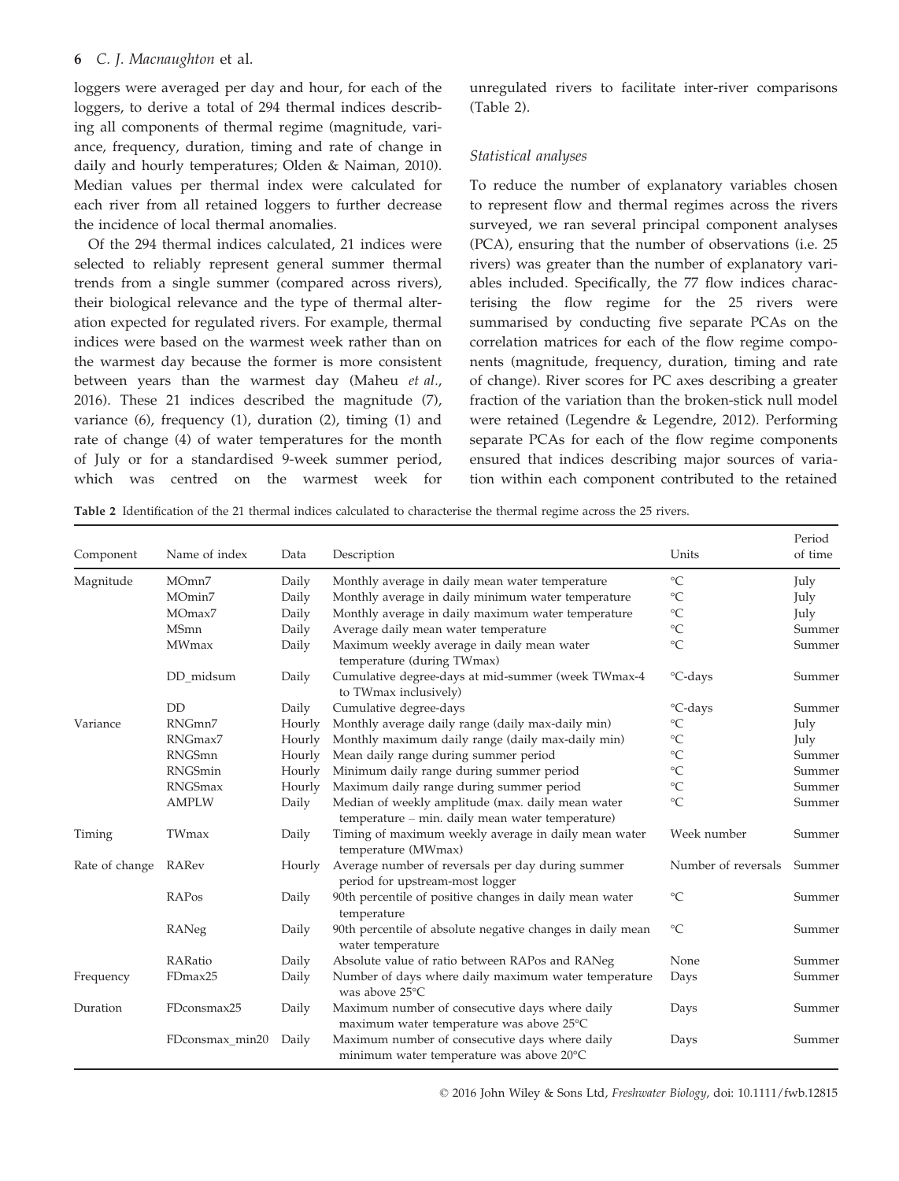loggers were averaged per day and hour, for each of the loggers, to derive a total of 294 thermal indices describing all components of thermal regime (magnitude, variance, frequency, duration, timing and rate of change in daily and hourly temperatures; Olden & Naiman, 2010). Median values per thermal index were calculated for each river from all retained loggers to further decrease the incidence of local thermal anomalies.

Of the 294 thermal indices calculated, 21 indices were selected to reliably represent general summer thermal trends from a single summer (compared across rivers), their biological relevance and the type of thermal alteration expected for regulated rivers. For example, thermal indices were based on the warmest week rather than on the warmest day because the former is more consistent between years than the warmest day (Maheu *et al.*, 2016). These 21 indices described the magnitude (7), variance (6), frequency (1), duration (2), timing (1) and rate of change (4) of water temperatures for the month of July or for a standardised 9-week summer period, which was centred on the warmest week for unregulated rivers to facilitate inter-river comparisons (Table 2).

### Statistical analyses

To reduce the number of explanatory variables chosen to represent flow and thermal regimes across the rivers surveyed, we ran several principal component analyses (PCA), ensuring that the number of observations (i.e. 25 rivers) was greater than the number of explanatory variables included. Specifically, the 77 flow indices characterising the flow regime for the 25 rivers were summarised by conducting five separate PCAs on the correlation matrices for each of the flow regime components (magnitude, frequency, duration, timing and rate of change). River scores for PC axes describing a greater fraction of the variation than the broken-stick null model were retained (Legendre & Legendre, 2012). Performing separate PCAs for each of the flow regime components ensured that indices describing major sources of variation within each component contributed to the retained

**Table 2** Identification of the 21 thermal indices calculated to characterise the thermal regime across the 25 rivers.

| Component | Name of index | Data | Description | Units | Period of time |
|---|---|---|---|---|---|
| Magnitude | MOmn7 | Daily | Monthly average in daily mean water temperature | °C | July |
| | MOmin7 | Daily | Monthly average in daily minimum water temperature | °C | July |
| | MOmax7 | Daily | Monthly average in daily maximum water temperature | °C | July |
| | MSmn | Daily | Average daily mean water temperature | °C | Summer |
| | MWmax | Daily | Maximum weekly average in daily mean water temperature (during TWmax) | °C | Summer |
| | DD_midsum | Daily | Cumulative degree-days at mid-summer (week TWmax-4 to TWmax inclusively) | °C-days | Summer |
| | DD | Daily | Cumulative degree-days | °C-days | Summer |
| Variance | RNGmn7 | Hourly | Monthly average daily range (daily max-daily min) | °C | July |
| | RNGmax7 | Hourly | Monthly maximum daily range (daily max-daily min) | °C | July |
| | RNGSmn | Hourly | Mean daily range during summer period | °C | Summer |
| | RNGSmin | Hourly | Minimum daily range during summer period | °C | Summer |
| | RNGSmax | Hourly | Maximum daily range during summer period | °C | Summer |
| | AMPLW | Daily | Median of weekly amplitude (max. daily mean water temperature – min. daily mean water temperature) | °C | Summer |
| Timing | TWmax | Daily | Timing of maximum weekly average in daily mean water temperature (MWmax) | Week number | Summer |
| Rate of change | RARev | Hourly | Average number of reversals per day during summer period for upstream-most logger | Number of reversals | Summer |
| | RAPos | Daily | 90th percentile of positive changes in daily mean water temperature | °C | Summer |
| | RANeg | Daily | 90th percentile of absolute negative changes in daily mean water temperature | °C | Summer |
| | RARatio | Daily | Absolute value of ratio between RAPos and RANeg | None | Summer |
| Frequency | FDmax25 | Daily | Number of days where daily maximum water temperature was above 25°C | Days | Summer |
| Duration | FDconsmax25 | Daily | Maximum number of consecutive days where daily maximum water temperature was above 25°C | Days | Summer |
| | FDconsmax_min20 | Daily | Maximum number of consecutive days where daily minimum water temperature was above 20°C | Days | Summer |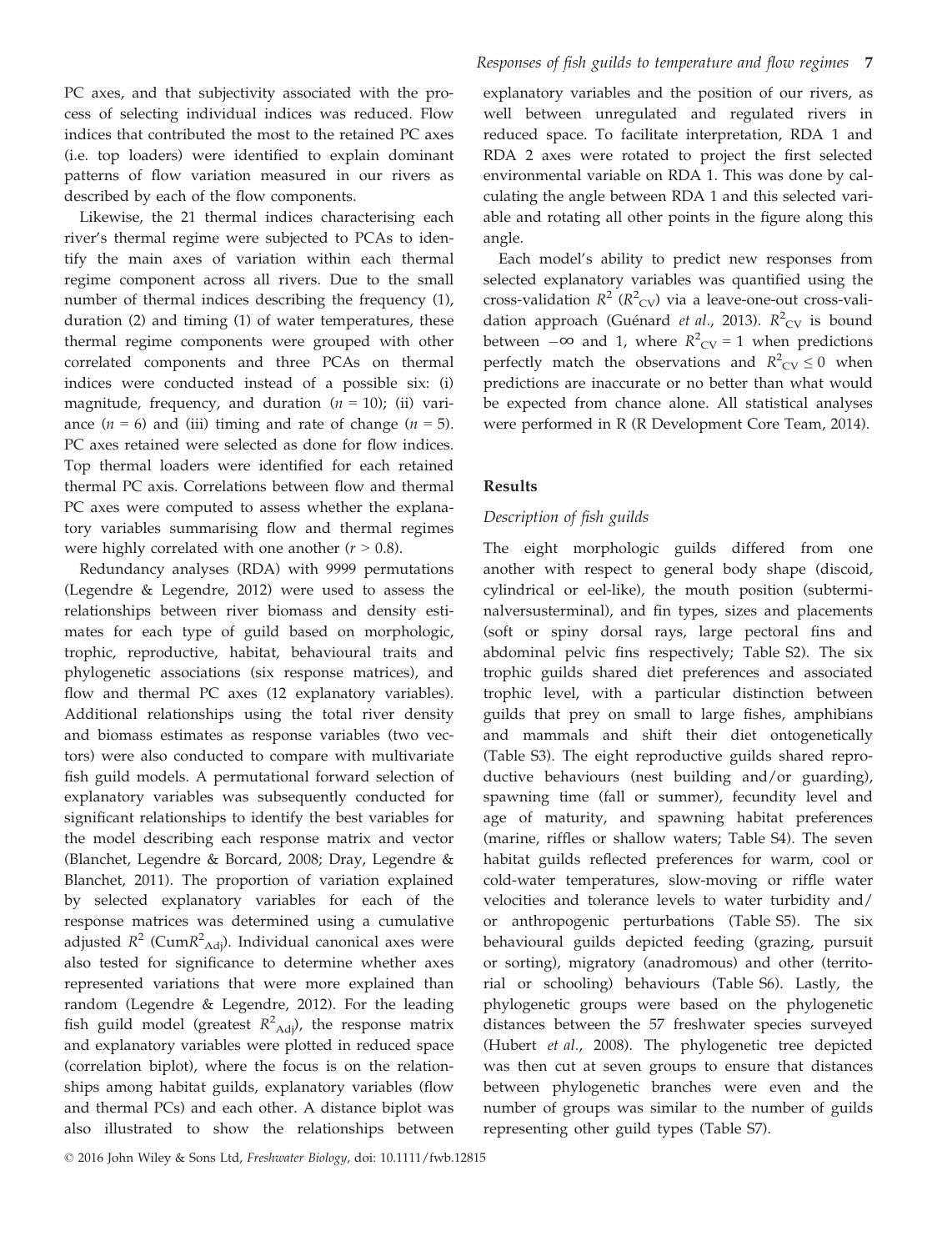PC axes, and that subjectivity associated with the process of selecting individual indices was reduced. Flow indices that contributed the most to the retained PC axes (i.e. top loaders) were identified to explain dominant patterns of flow variation measured in our rivers as described by each of the flow components.

Likewise, the 21 thermal indices characterising each river's thermal regime were subjected to PCAs to identify the main axes of variation within each thermal regime component across all rivers. Due to the small number of thermal indices describing the frequency (1), duration (2) and timing (1) of water temperatures, these thermal regime components were grouped with other correlated components and three PCAs on thermal indices were conducted instead of a possible six: (i) magnitude, frequency, and duration ($n = 10$); (ii) variance ($n = 6$) and (iii) timing and rate of change ($n = 5$). PC axes retained were selected as done for flow indices. Top thermal loaders were identified for each retained thermal PC axis. Correlations between flow and thermal PC axes were computed to assess whether the explanatory variables summarising flow and thermal regimes were highly correlated with one another ($r > 0.8$).

Redundancy analyses (RDA) with 9999 permutations (Legendre & Legendre, 2012) were used to assess the relationships between river biomass and density estimates for each type of guild based on morphologic, trophic, reproductive, habitat, behavioural traits and phylogenetic associations (six response matrices), and flow and thermal PC axes (12 explanatory variables). Additional relationships using the total river density and biomass estimates as response variables (two vectors) were also conducted to compare with multivariate fish guild models. A permutational forward selection of explanatory variables was subsequently conducted for significant relationships to identify the best variables for the model describing each response matrix and vector (Blanchet, Legendre & Borcard, 2008; Dray, Legendre & Blanchet, 2011). The proportion of variation explained by selected explanatory variables for each of the response matrices was determined using a cumulative adjusted $R^2$ ($CumR^2_{Adj}$). Individual canonical axes were also tested for significance to determine whether axes represented variations that were more explained than random (Legendre & Legendre, 2012). For the leading fish guild model (greatest $R^2_{Adj}$), the response matrix and explanatory variables were plotted in reduced space (correlation biplot), where the focus is on the relationships among habitat guilds, explanatory variables (flow and thermal PCs) and each other. A distance biplot was also illustrated to show the relationships between explanatory variables and the position of our rivers, as well between unregulated and regulated rivers in reduced space. To facilitate interpretation, RDA 1 and RDA 2 axes were rotated to project the first selected environmental variable on RDA 1. This was done by calculating the angle between RDA 1 and this selected variable and rotating all other points in the figure along this angle.

Each model's ability to predict new responses from selected explanatory variables was quantified using the cross-validation $R^2$ ($R^2_{CV}$) via a leave-one-out cross-validation approach (Guénard *et al.*, 2013). $R^2_{CV}$ is bound between $-\infty$ and 1, where $R^2_{CV} = 1$ when predictions perfectly match the observations and $R^2_{CV} \leq 0$ when predictions are inaccurate or no better than what would be expected from chance alone. All statistical analyses were performed in R (R Development Core Team, 2014).

## Results

### Description of fish guilds

The eight morphologic guilds differed from one another with respect to general body shape (discoid, cylindrical or eel-like), the mouth position (subterminalversusterminal), and fin types, sizes and placements (soft or spiny dorsal rays, large pectoral fins and abdominal pelvic fins respectively; Table S2). The six trophic guilds shared diet preferences and associated trophic level, with a particular distinction between guilds that prey on small to large fishes, amphibians and mammals and shift their diet ontogenetically (Table S3). The eight reproductive guilds shared reproductive behaviours (nest building and/or guarding), spawning time (fall or summer), fecundity level and age of maturity, and spawning habitat preferences (marine, riffles or shallow waters; Table S4). The seven habitat guilds reflected preferences for warm, cool or cold-water temperatures, slow-moving or riffle water velocities and tolerance levels to water turbidity and/or anthropogenic perturbations (Table S5). The six behavioural guilds depicted feeding (grazing, pursuit or sorting), migratory (anadromous) and other (territorial or schooling) behaviours (Table S6). Lastly, the phylogenetic groups were based on the phylogenetic distances between the 57 freshwater species surveyed (Hubert *et al.*, 2008). The phylogenetic tree depicted was then cut at seven groups to ensure that distances between phylogenetic branches were even and the number of groups was similar to the number of guilds representing other guild types (Table S7).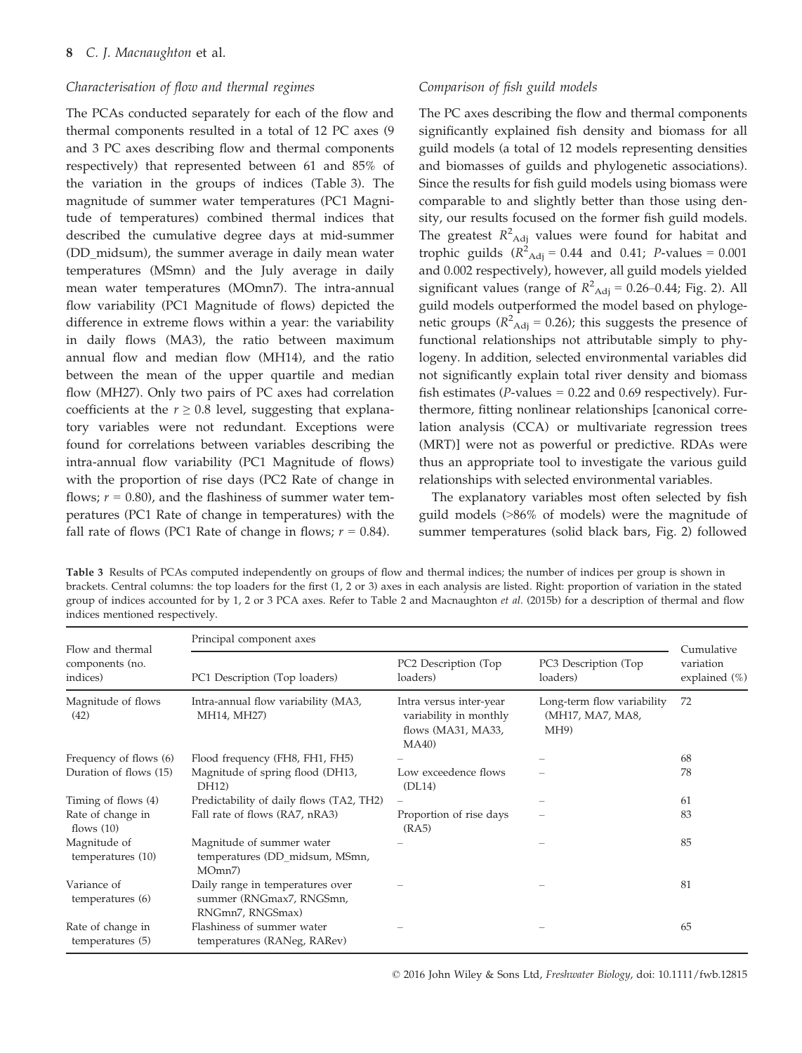### *Characterisation of flow and thermal regimes*

The PCAs conducted separately for each of the flow and thermal components resulted in a total of 12 PC axes (9 and 3 PC axes describing flow and thermal components respectively) that represented between 61 and 85% of the variation in the groups of indices (Table 3). The magnitude of summer water temperatures (PC1 Magnitude of temperatures) combined thermal indices that described the cumulative degree days at mid-summer (DD_midsum), the summer average in daily mean water temperatures (MSmn) and the July average in daily mean water temperatures (MOmn7). The intra-annual flow variability (PC1 Magnitude of flows) depicted the difference in extreme flows within a year: the variability in daily flows (MA3), the ratio between maximum annual flow and median flow (MH14), and the ratio between the mean of the upper quartile and median flow (MH27). Only two pairs of PC axes had correlation coefficients at the $r \geq 0.8$ level, suggesting that explanatory variables were not redundant. Exceptions were found for correlations between variables describing the intra-annual flow variability (PC1 Magnitude of flows) with the proportion of rise days (PC2 Rate of change in flows; $r = 0.80$), and the flashiness of summer water temperatures (PC1 Rate of change in temperatures) with the fall rate of flows (PC1 Rate of change in flows; $r = 0.84$).

### *Comparison of fish guild models*

The PC axes describing the flow and thermal components significantly explained fish density and biomass for all guild models (a total of 12 models representing densities and biomasses of guilds and phylogenetic associations). Since the results for fish guild models using biomass were comparable to and slightly better than those using density, our results focused on the former fish guild models. The greatest $R^2_{Adj}$ values were found for habitat and trophic guilds ($R^2_{Adj} = 0.44$ and $0.41$; $P$-values = 0.001 and 0.002 respectively), however, all guild models yielded significant values (range of $R^2_{Adj} = 0.26$–$0.44$; Fig. 2). All guild models outperformed the model based on phylogenetic groups ($R^2_{Adj} = 0.26$); this suggests the presence of functional relationships not attributable simply to phylogeny. In addition, selected environmental variables did not significantly explain total river density and biomass fish estimates ($P$-values = 0.22 and 0.69 respectively). Furthermore, fitting nonlinear relationships [canonical correlation analysis (CCA) or multivariate regression trees (MRT)] were not as powerful or predictive. RDAs were thus an appropriate tool to investigate the various guild relationships with selected environmental variables.

The explanatory variables most often selected by fish guild models (>86% of models) were the magnitude of summer temperatures (solid black bars, Fig. 2) followed

**Table 3** Results of PCAs computed independently on groups of flow and thermal indices; the number of indices per group is shown in brackets. Central columns: the top loaders for the first (1, 2 or 3) axes in each analysis are listed. Right: proportion of variation in the stated group of indices accounted for by 1, 2 or 3 PCA axes. Refer to Table 2 and Macnaughton *et al.* (2015b) for a description of thermal and flow indices mentioned respectively.

| Flow and thermal components (no. indices) | Principal component axes | | | Cumulative variation explained (%) |
|---|---|---|---|---|
| | PC1 Description (Top loaders) | PC2 Description (Top loaders) | PC3 Description (Top loaders) | |
| Magnitude of flows (42) | Intra-annual flow variability (MA3, MH14, MH27) | Intra versus inter-year variability in monthly flows (MA31, MA33, MA40) | Long-term flow variability (MH17, MA7, MA8, MH9) | 72 |
| Frequency of flows (6) | Flood frequency (FH8, FH1, FH5) | – | – | 68 |
| Duration of flows (15) | Magnitude of spring flood (DH13, DH12) | Low exceedence flows (DL14) | – | 78 |
| Timing of flows (4) | Predictability of daily flows (TA2, TH2) | – | – | 61 |
| Rate of change in flows (10) | Fall rate of flows (RA7, nRA3) | Proportion of rise days (RA5) | – | 83 |
| Magnitude of temperatures (10) | Magnitude of summer water temperatures (DD_midsum, MSmn, MOmn7) | – | – | 85 |
| Variance of temperatures (6) | Daily range in temperatures over summer (RNGmax7, RNGSmn, RNGmn7, RNGSmax) | – | – | 81 |
| Rate of change in temperatures (5) | Flashiness of summer water temperatures (RANeg, RARev) | – | – | 65 |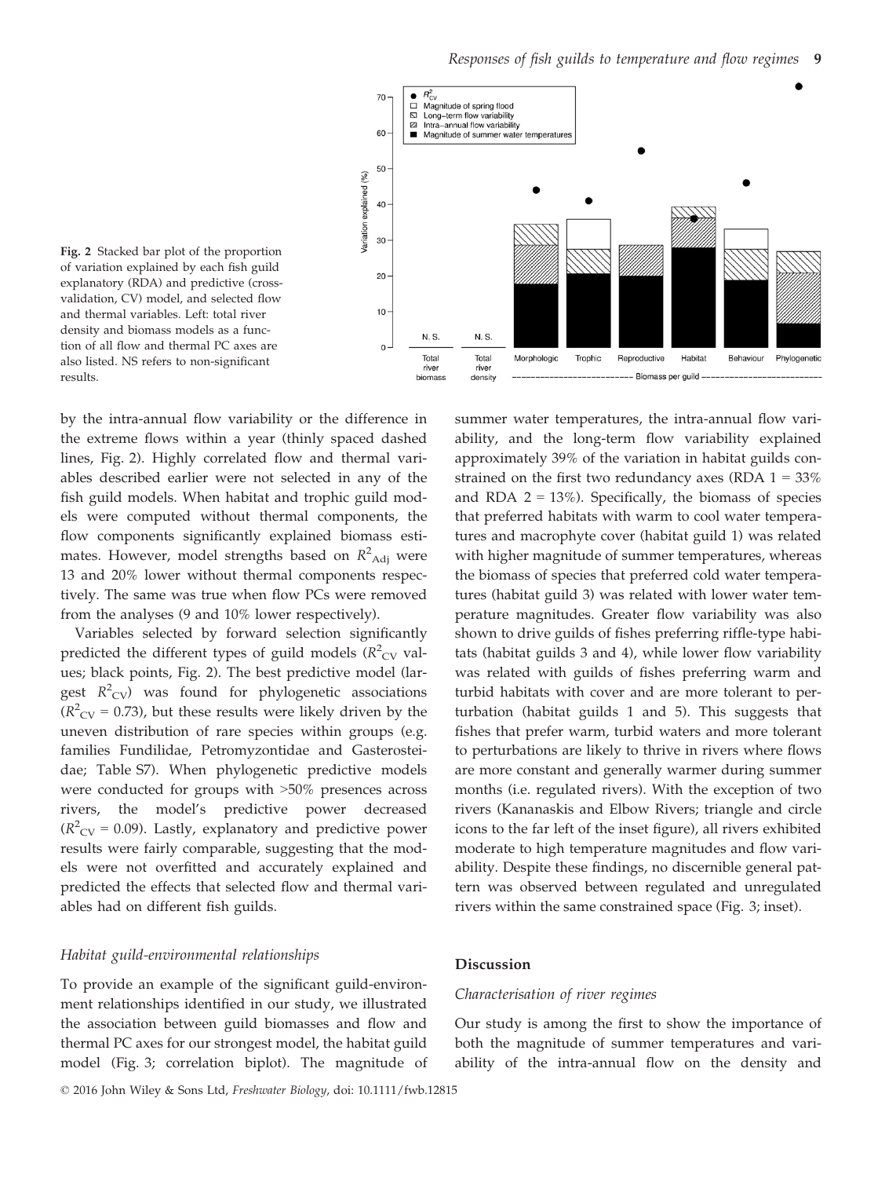Fig. 2 Stacked bar plot of the proportion of variation explained by each fish guild explanatory (RDA) and predictive (cross-validation, CV) model, and selected flow and thermal variables. Left: total river density and biomass models as a function of all flow and thermal PC axes are also listed. NS refers to non-significant results.

by the intra-annual flow variability or the difference in the extreme flows within a year (thinly spaced dashed lines, Fig. 2). Highly correlated flow and thermal variables described earlier were not selected in any of the fish guild models. When habitat and trophic guild models were computed without thermal components, the flow components significantly explained biomass estimates. However, model strengths based on $R^2_{Adj}$ were 13 and 20% lower without thermal components respectively. The same was true when flow PCs were removed from the analyses (9 and 10% lower respectively).

Variables selected by forward selection significantly predicted the different types of guild models ($R^2_{CV}$ values; black points, Fig. 2). The best predictive model (largest $R^2_{CV}$) was found for phylogenetic associations ($R^2_{CV} = 0.73$), but these results were likely driven by the uneven distribution of rare species within groups (e.g. families Fundilidae, Petromyzontidae and Gasterosteidae; Table S7). When phylogenetic predictive models were conducted for groups with >50% presences across rivers, the model's predictive power decreased ($R^2_{CV} = 0.09$). Lastly, explanatory and predictive power results were fairly comparable, suggesting that the models were not overfitted and accurately explained and predicted the effects that selected flow and thermal variables had on different fish guilds.

### *Habitat guild-environmental relationships*

To provide an example of the significant guild-environment relationships identified in our study, we illustrated the association between guild biomasses and flow and thermal PC axes for our strongest model, the habitat guild model (Fig. 3; correlation biplot). The magnitude of summer water temperatures, the intra-annual flow variability, and the long-term flow variability explained approximately 39% of the variation in habitat guilds constrained on the first two redundancy axes (RDA 1 = 33% and RDA 2 = 13%). Specifically, the biomass of species that preferred habitats with warm to cool water temperatures and macrophyte cover (habitat guild 1) was related with higher magnitude of summer temperatures, whereas the biomass of species that preferred cold water temperatures (habitat guild 3) was related with lower water temperature magnitudes. Greater flow variability was also shown to drive guilds of fishes preferring riffle-type habitats (habitat guilds 3 and 4), while lower flow variability was related with guilds of fishes preferring warm and turbid habitats with cover and are more tolerant to perturbation (habitat guilds 1 and 5). This suggests that fishes that prefer warm, turbid waters and more tolerant to perturbations are likely to thrive in rivers where flows are more constant and generally warmer during summer months (i.e. regulated rivers). With the exception of two rivers (Kananaskis and Elbow Rivers; triangle and circle icons to the far left of the inset figure), all rivers exhibited moderate to high temperature magnitudes and flow variability. Despite these findings, no discernible general pattern was observed between regulated and unregulated rivers within the same constrained space (Fig. 3; inset).

## Discussion

### *Characterisation of river regimes*

Our study is among the first to show the importance of both the magnitude of summer temperatures and variability of the intra-annual flow on the density and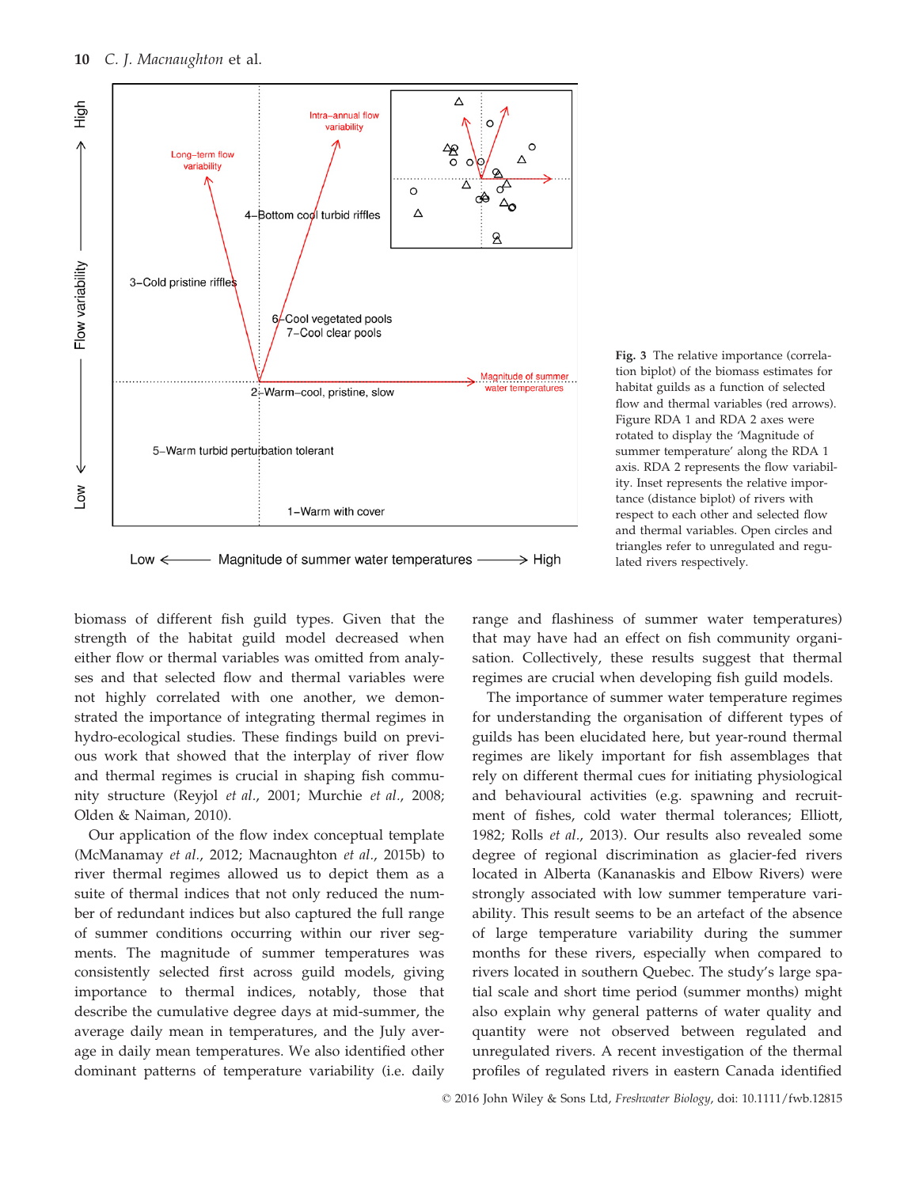High

Flow variability

Low

Long–term flow variability

Intra–annual flow variability

4–Bottom cool turbid riffles

3–Cold pristine riffles

6–Cool vegetated pools
7–Cool clear pools

Magnitude of summer water temperatures

2–Warm–cool, pristine, slow

5–Warm turbid perturbation tolerant

1–Warm with cover

Low ⟵ Magnitude of summer water temperatures ⟶ High

**Fig. 3** The relative importance (correlation biplot) of the biomass estimates for habitat guilds as a function of selected flow and thermal variables (red arrows). Figure RDA 1 and RDA 2 axes were rotated to display the 'Magnitude of summer temperature' along the RDA 1 axis. RDA 2 represents the flow variability. Inset represents the relative importance (distance biplot) of rivers with respect to each other and selected flow and thermal variables. Open circles and triangles refer to unregulated and regulated rivers respectively.

biomass of different fish guild types. Given that the strength of the habitat guild model decreased when either flow or thermal variables was omitted from analyses and that selected flow and thermal variables were not highly correlated with one another, we demonstrated the importance of integrating thermal regimes in hydro-ecological studies. These findings build on previous work that showed that the interplay of river flow and thermal regimes is crucial in shaping fish community structure (Reyjol *et al*., 2001; Murchie *et al*., 2008; Olden & Naiman, 2010).

Our application of the flow index conceptual template (McManamay *et al*., 2012; Macnaughton *et al*., 2015b) to river thermal regimes allowed us to depict them as a suite of thermal indices that not only reduced the number of redundant indices but also captured the full range of summer conditions occurring within our river segments. The magnitude of summer temperatures was consistently selected first across guild models, giving importance to thermal indices, notably, those that describe the cumulative degree days at mid-summer, the average daily mean in temperatures, and the July average in daily mean temperatures. We also identified other dominant patterns of temperature variability (i.e. daily range and flashiness of summer water temperatures) that may have had an effect on fish community organisation. Collectively, these results suggest that thermal regimes are crucial when developing fish guild models.

The importance of summer water temperature regimes for understanding the organisation of different types of guilds has been elucidated here, but year-round thermal regimes are likely important for fish assemblages that rely on different thermal cues for initiating physiological and behavioural activities (e.g. spawning and recruitment of fishes, cold water thermal tolerances; Elliott, 1982; Rolls *et al*., 2013). Our results also revealed some degree of regional discrimination as glacier-fed rivers located in Alberta (Kananaskis and Elbow Rivers) were strongly associated with low summer temperature variability. This result seems to be an artefact of the absence of large temperature variability during the summer months for these rivers, especially when compared to rivers located in southern Quebec. The study's large spatial scale and short time period (summer months) might also explain why general patterns of water quality and quantity were not observed between regulated and unregulated rivers. A recent investigation of the thermal profiles of regulated rivers in eastern Canada identified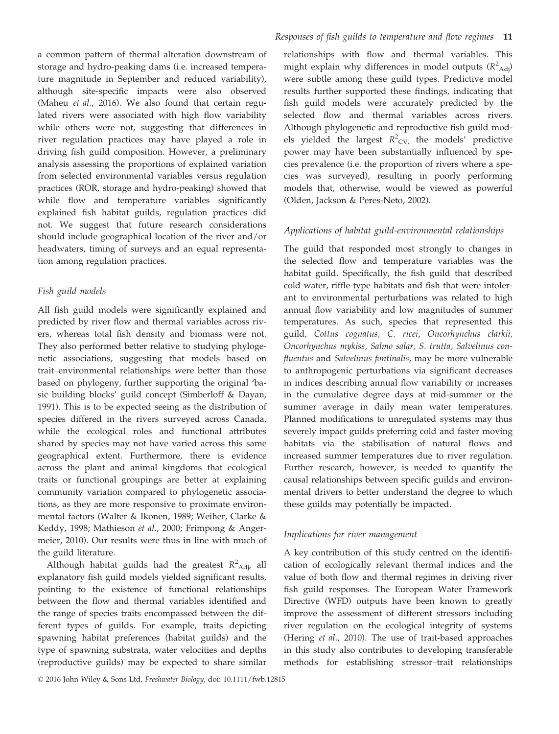a common pattern of thermal alteration downstream of storage and hydro-peaking dams (i.e. increased temperature magnitude in September and reduced variability), although site-specific impacts were also observed (Maheu *et al*., 2016). We also found that certain regulated rivers were associated with high flow variability while others were not, suggesting that differences in river regulation practices may have played a role in driving fish guild composition. However, a preliminary analysis assessing the proportions of explained variation from selected environmental variables versus regulation practices (ROR, storage and hydro-peaking) showed that while flow and temperature variables significantly explained fish habitat guilds, regulation practices did not. We suggest that future research considerations should include geographical location of the river and/or headwaters, timing of surveys and an equal representation among regulation practices.

### *Fish guild models*

All fish guild models were significantly explained and predicted by river flow and thermal variables across rivers, whereas total fish density and biomass were not. They also performed better relative to studying phylogenetic associations, suggesting that models based on trait–environmental relationships were better than those based on phylogeny, further supporting the original 'basic building blocks' guild concept (Simberloff & Dayan, 1991). This is to be expected seeing as the distribution of species differed in the rivers surveyed across Canada, while the ecological roles and functional attributes shared by species may not have varied across this same geographical extent. Furthermore, there is evidence across the plant and animal kingdoms that ecological traits or functional groupings are better at explaining community variation compared to phylogenetic associations, as they are more responsive to proximate environmental factors (Walter & Ikonen, 1989; Weiher, Clarke & Keddy, 1998; Mathieson *et al*., 2000; Frimpong & Angermeier, 2010). Our results were thus in line with much of the guild literature.

Although habitat guilds had the greatest $R^2_{\text{Adj}}$, all explanatory fish guild models yielded significant results, pointing to the existence of functional relationships between the flow and thermal variables identified and the range of species traits encompassed between the different types of guilds. For example, traits depicting spawning habitat preferences (habitat guilds) and the type of spawning substrata, water velocities and depths (reproductive guilds) may be expected to share similar relationships with flow and thermal variables. This might explain why differences in model outputs ($R^2_{\text{Adj}}$) were subtle among these guild types. Predictive model results further supported these findings, indicating that fish guild models were accurately predicted by the selected flow and thermal variables across rivers. Although phylogenetic and reproductive fish guild models yielded the largest $R^2_{\text{CV}}$, the models' predictive power may have been substantially influenced by species prevalence (i.e. the proportion of rivers where a species was surveyed), resulting in poorly performing models that, otherwise, would be viewed as powerful (Olden, Jackson & Peres-Neto, 2002).

### *Applications of habitat guild-environmental relationships*

The guild that responded most strongly to changes in the selected flow and temperature variables was the habitat guild. Specifically, the fish guild that described cold water, riffle-type habitats and fish that were intolerant to environmental perturbations was related to high annual flow variability and low magnitudes of summer temperatures. As such, species that represented this guild, *Cottus cognatus*, *C. ricei*, *Oncorhynchus clarkii*, *Oncorhynchus mykiss*, *Salmo salar*, *S. trutta*, *Salvelinus confluentus* and *Salvelinus fontinalis*, may be more vulnerable to anthropogenic perturbations via significant decreases in indices describing annual flow variability or increases in the cumulative degree days at mid-summer or the summer average in daily mean water temperatures. Planned modifications to unregulated systems may thus severely impact guilds preferring cold and faster moving habitats via the stabilisation of natural flows and increased summer temperatures due to river regulation. Further research, however, is needed to quantify the causal relationships between specific guilds and environmental drivers to better understand the degree to which these guilds may potentially be impacted.

### *Implications for river management*

A key contribution of this study centred on the identification of ecologically relevant thermal indices and the value of both flow and thermal regimes in driving river fish guild responses. The European Water Framework Directive (WFD) outputs have been known to greatly improve the assessment of different stressors including river regulation on the ecological integrity of systems (Hering *et al*., 2010). The use of trait-based approaches in this study also contributes to developing transferable methods for establishing stressor–trait relationships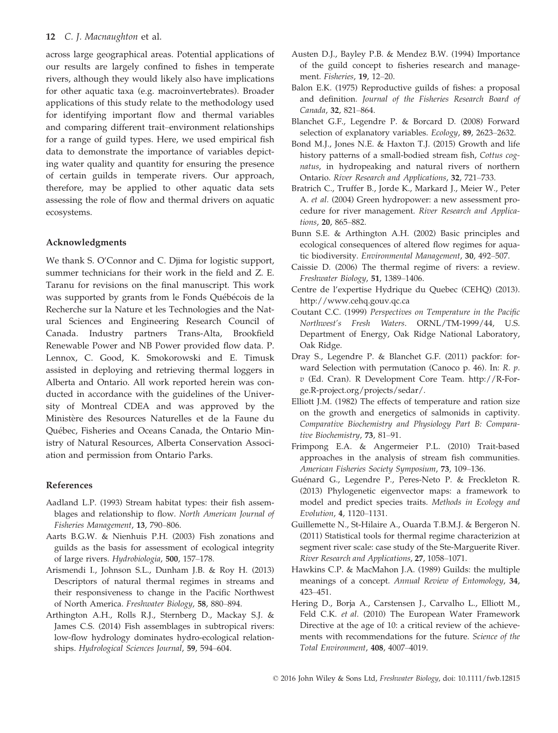across large geographical areas. Potential applications of our results are largely confined to fishes in temperate rivers, although they would likely also have implications for other aquatic taxa (e.g. macroinvertebrates). Broader applications of this study relate to the methodology used for identifying important flow and thermal variables and comparing different trait–environment relationships for a range of guild types. Here, we used empirical fish data to demonstrate the importance of variables depicting water quality and quantity for ensuring the presence of certain guilds in temperate rivers. Our approach, therefore, may be applied to other aquatic data sets assessing the role of flow and thermal drivers on aquatic ecosystems.

## Acknowledgments

We thank S. O'Connor and C. Djima for logistic support, summer technicians for their work in the field and Z. E. Taranu for revisions on the final manuscript. This work was supported by grants from le Fonds Québécois de la Recherche sur la Nature et les Technologies and the Natural Sciences and Engineering Research Council of Canada. Industry partners Trans-Alta, Brookfield Renewable Power and NB Power provided flow data. P. Lennox, C. Good, K. Smokorowski and E. Timusk assisted in deploying and retrieving thermal loggers in Alberta and Ontario. All work reported herein was conducted in accordance with the guidelines of the University of Montreal CDEA and was approved by the Ministère des Resources Naturelles et de la Faune du Québec, Fisheries and Oceans Canada, the Ontario Ministry of Natural Resources, Alberta Conservation Association and permission from Ontario Parks.

## References

Aadland L.P. (1993) Stream habitat types: their fish assemblages and relationship to flow. *North American Journal of Fisheries Management*, **13**, 790–806.

Aarts B.G.W. & Nienhuis P.H. (2003) Fish zonations and guilds as the basis for assessment of ecological integrity of large rivers. *Hydrobiologia*, **500**, 157–178.

Arismendi I., Johnson S.L., Dunham J.B. & Roy H. (2013) Descriptors of natural thermal regimes in streams and their responsiveness to change in the Pacific Northwest of North America. *Freshwater Biology*, **58**, 880–894.

Arthington A.H., Rolls R.J., Sternberg D., Mackay S.J. & James C.S. (2014) Fish assemblages in subtropical rivers: low-flow hydrology dominates hydro-ecological relationships. *Hydrological Sciences Journal*, **59**, 594–604.

Austen D.J., Bayley P.B. & Mendez B.W. (1994) Importance of the guild concept to fisheries research and management. *Fisheries*, **19**, 12–20.

Balon E.K. (1975) Reproductive guilds of fishes: a proposal and definition. *Journal of the Fisheries Research Board of Canada*, **32**, 821–864.

Blanchet G.F., Legendre P. & Borcard D. (2008) Forward selection of explanatory variables. *Ecology*, **89**, 2623–2632.

Bond M.J., Jones N.E. & Haxton T.J. (2015) Growth and life history patterns of a small-bodied stream fish, *Cottus cognatus*, in hydropeaking and natural rivers of northern Ontario. *River Research and Applications*, **32**, 721–733.

Bratrich C., Truffer B., Jorde K., Markard J., Meier W., Peter A. *et al.* (2004) Green hydropower: a new assessment procedure for river management. *River Research and Applications*, **20**, 865–882.

Bunn S.E. & Arthington A.H. (2002) Basic principles and ecological consequences of altered flow regimes for aquatic biodiversity. *Environmental Management*, **30**, 492–507.

Caissie D. (2006) The thermal regime of rivers: a review. *Freshwater Biology*, **51**, 1389–1406.

Centre de l'expertise Hydrique du Quebec (CEHQ) (2013). http://www.cehq.gouv.qc.ca

Coutant C.C. (1999) *Perspectives on Temperature in the Pacific Northwest's Fresh Waters*. ORNL/TM-1999/44, U.S. Department of Energy, Oak Ridge National Laboratory, Oak Ridge.

Dray S., Legendre P. & Blanchet G.F. (2011) packfor: forward Selection with permutation (Canoco p. 46). In: *R. p. v* (Ed. Cran). R Development Core Team. http://R-Forge.R-project.org/projects/sedar/.

Elliott J.M. (1982) The effects of temperature and ration size on the growth and energetics of salmonids in captivity. *Comparative Biochemistry and Physiology Part B: Comparative Biochemistry*, **73**, 81–91.

Frimpong E.A. & Angermeier P.L. (2010) Trait-based approaches in the analysis of stream fish communities. *American Fisheries Society Symposium*, **73**, 109–136.

Guénard G., Legendre P., Peres-Neto P. & Freckleton R. (2013) Phylogenetic eigenvector maps: a framework to model and predict species traits. *Methods in Ecology and Evolution*, **4**, 1120–1131.

Guillemette N., St-Hilaire A., Ouarda T.B.M.J. & Bergeron N. (2011) Statistical tools for thermal regime characterizion at segment river scale: case study of the Ste-Marguerite River. *River Research and Applications*, **27**, 1058–1071.

Hawkins C.P. & MacMahon J.A. (1989) Guilds: the multiple meanings of a concept. *Annual Review of Entomology*, **34**, 423–451.

Hering D., Borja A., Carstensen J., Carvalho L., Elliott M., Feld C.K. *et al.* (2010) The European Water Framework Directive at the age of 10: a critical review of the achievements with recommendations for the future. *Science of the Total Environment*, **408**, 4007–4019.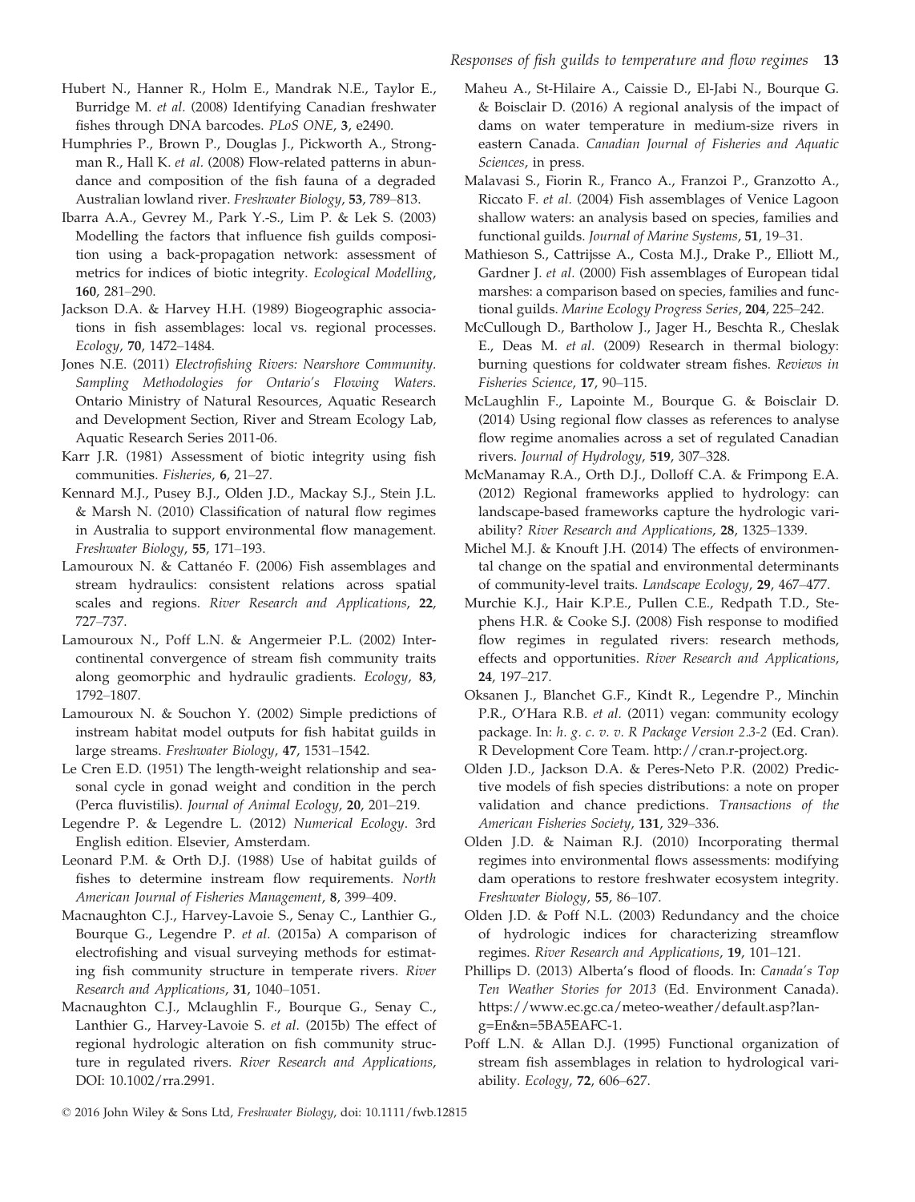Hubert N., Hanner R., Holm E., Mandrak N.E., Taylor E., Burridge M. *et al.* (2008) Identifying Canadian freshwater fishes through DNA barcodes. *PLoS ONE*, **3**, e2490.

Humphries P., Brown P., Douglas J., Pickworth A., Strongman R., Hall K. *et al.* (2008) Flow-related patterns in abundance and composition of the fish fauna of a degraded Australian lowland river. *Freshwater Biology*, **53**, 789–813.

Ibarra A.A., Gevrey M., Park Y.-S., Lim P. & Lek S. (2003) Modelling the factors that influence fish guilds composition using a back-propagation network: assessment of metrics for indices of biotic integrity. *Ecological Modelling*, **160**, 281–290.

Jackson D.A. & Harvey H.H. (1989) Biogeographic associations in fish assemblages: local vs. regional processes. *Ecology*, **70**, 1472–1484.

Jones N.E. (2011) *Electrofishing Rivers: Nearshore Community. Sampling Methodologies for Ontario's Flowing Waters.* Ontario Ministry of Natural Resources, Aquatic Research and Development Section, River and Stream Ecology Lab, Aquatic Research Series 2011-06.

Karr J.R. (1981) Assessment of biotic integrity using fish communities. *Fisheries*, **6**, 21–27.

Kennard M.J., Pusey B.J., Olden J.D., Mackay S.J., Stein J.L. & Marsh N. (2010) Classification of natural flow regimes in Australia to support environmental flow management. *Freshwater Biology*, **55**, 171–193.

Lamouroux N. & Cattanéo F. (2006) Fish assemblages and stream hydraulics: consistent relations across spatial scales and regions. *River Research and Applications*, **22**, 727–737.

Lamouroux N., Poff L.N. & Angermeier P.L. (2002) Intercontinental convergence of stream fish community traits along geomorphic and hydraulic gradients. *Ecology*, **83**, 1792–1807.

Lamouroux N. & Souchon Y. (2002) Simple predictions of instream habitat model outputs for fish habitat guilds in large streams. *Freshwater Biology*, **47**, 1531–1542.

Le Cren E.D. (1951) The length-weight relationship and seasonal cycle in gonad weight and condition in the perch (Perca fluvistilis). *Journal of Animal Ecology*, **20**, 201–219.

Legendre P. & Legendre L. (2012) *Numerical Ecology*. 3rd English edition. Elsevier, Amsterdam.

Leonard P.M. & Orth D.J. (1988) Use of habitat guilds of fishes to determine instream flow requirements. *North American Journal of Fisheries Management*, **8**, 399–409.

Macnaughton C.J., Harvey-Lavoie S., Senay C., Lanthier G., Bourque G., Legendre P. *et al.* (2015a) A comparison of electrofishing and visual surveying methods for estimating fish community structure in temperate rivers. *River Research and Applications*, **31**, 1040–1051.

Macnaughton C.J., Mclaughlin F., Bourque G., Senay C., Lanthier G., Harvey-Lavoie S. *et al.* (2015b) The effect of regional hydrologic alteration on fish community structure in regulated rivers. *River Research and Applications*, DOI: 10.1002/rra.2991.

Maheu A., St-Hilaire A., Caissie D., El-Jabi N., Bourque G. & Boisclair D. (2016) A regional analysis of the impact of dams on water temperature in medium-size rivers in eastern Canada. *Canadian Journal of Fisheries and Aquatic Sciences*, in press.

Malavasi S., Fiorin R., Franco A., Franzoi P., Granzotto A., Riccato F. *et al.* (2004) Fish assemblages of Venice Lagoon shallow waters: an analysis based on species, families and functional guilds. *Journal of Marine Systems*, **51**, 19–31.

Mathieson S., Cattrijsse A., Costa M.J., Drake P., Elliott M., Gardner J. *et al.* (2000) Fish assemblages of European tidal marshes: a comparison based on species, families and functional guilds. *Marine Ecology Progress Series*, **204**, 225–242.

McCullough D., Bartholow J., Jager H., Beschta R., Cheslak E., Deas M. *et al.* (2009) Research in thermal biology: burning questions for coldwater stream fishes. *Reviews in Fisheries Science*, **17**, 90–115.

McLaughlin F., Lapointe M., Bourque G. & Boisclair D. (2014) Using regional flow classes as references to analyse flow regime anomalies across a set of regulated Canadian rivers. *Journal of Hydrology*, **519**, 307–328.

McManamay R.A., Orth D.J., Dolloff C.A. & Frimpong E.A. (2012) Regional frameworks applied to hydrology: can landscape-based frameworks capture the hydrologic variability? *River Research and Applications*, **28**, 1325–1339.

Michel M.J. & Knouft J.H. (2014) The effects of environmental change on the spatial and environmental determinants of community-level traits. *Landscape Ecology*, **29**, 467–477.

Murchie K.J., Hair K.P.E., Pullen C.E., Redpath T.D., Stephens H.R. & Cooke S.J. (2008) Fish response to modified flow regimes in regulated rivers: research methods, effects and opportunities. *River Research and Applications*, **24**, 197–217.

Oksanen J., Blanchet G.F., Kindt R., Legendre P., Minchin P.R., O'Hara R.B. *et al.* (2011) vegan: community ecology package. In: *h. g. c. v. v. R Package Version 2.3-2* (Ed. Cran). R Development Core Team. http://cran.r-project.org.

Olden J.D., Jackson D.A. & Peres-Neto P.R. (2002) Predictive models of fish species distributions: a note on proper validation and chance predictions. *Transactions of the American Fisheries Society*, **131**, 329–336.

Olden J.D. & Naiman R.J. (2010) Incorporating thermal regimes into environmental flows assessments: modifying dam operations to restore freshwater ecosystem integrity. *Freshwater Biology*, **55**, 86–107.

Olden J.D. & Poff N.L. (2003) Redundancy and the choice of hydrologic indices for characterizing streamflow regimes. *River Research and Applications*, **19**, 101–121.

Phillips D. (2013) Alberta's flood of floods. In: *Canada's Top Ten Weather Stories for 2013* (Ed. Environment Canada). https://www.ec.gc.ca/meteo-weather/default.asp?lang=En&n=5BA5EAFC-1.

Poff L.N. & Allan D.J. (1995) Functional organization of stream fish assemblages in relation to hydrological variability. *Ecology*, **72**, 606–627.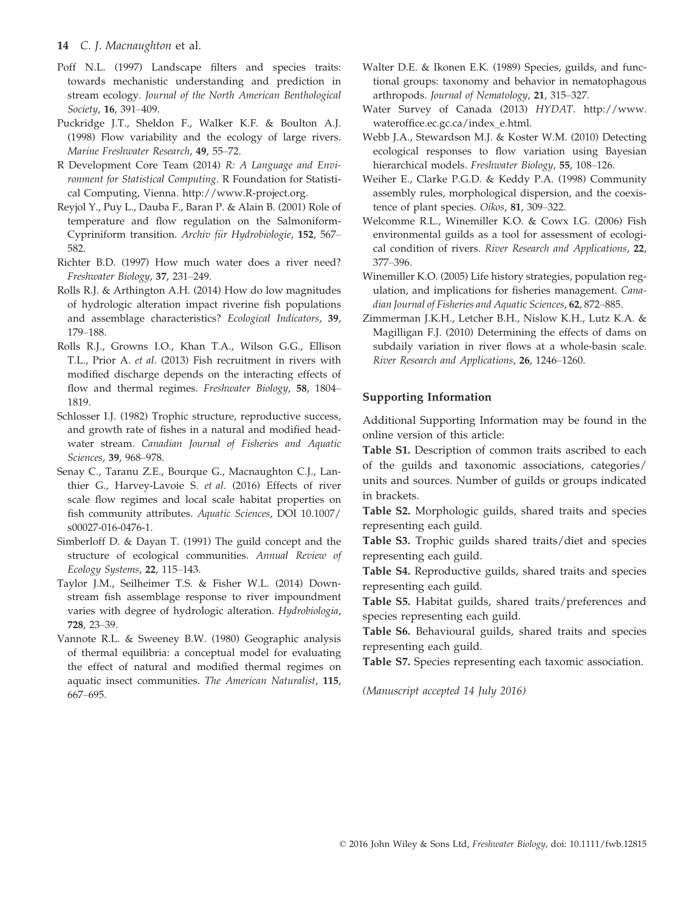Poff N.L. (1997) Landscape filters and species traits: towards mechanistic understanding and prediction in stream ecology. *Journal of the North American Benthological Society*, **16**, 391–409.

Puckridge J.T., Sheldon F., Walker K.F. & Boulton A.J. (1998) Flow variability and the ecology of large rivers. *Marine Freshwater Research*, **49**, 55–72.

R Development Core Team (2014) *R: A Language and Environment for Statistical Computing*. R Foundation for Statistical Computing, Vienna. http://www.R-project.org.

Reyjol Y., Puy L., Dauba F., Baran P. & Alain B. (2001) Role of temperature and flow regulation on the Salmoniform-Cypriniform transition. *Archiv für Hydrobiologie*, **152**, 567–582.

Richter B.D. (1997) How much water does a river need? *Freshwater Biology*, **37**, 231–249.

Rolls R.J. & Arthington A.H. (2014) How do low magnitudes of hydrologic alteration impact riverine fish populations and assemblage characteristics? *Ecological Indicators*, **39**, 179–188.

Rolls R.J., Growns I.O., Khan T.A., Wilson G.G., Ellison T.L., Prior A. *et al.* (2013) Fish recruitment in rivers with modified discharge depends on the interacting effects of flow and thermal regimes. *Freshwater Biology*, **58**, 1804–1819.

Schlosser I.J. (1982) Trophic structure, reproductive success, and growth rate of fishes in a natural and modified headwater stream. *Canadian Journal of Fisheries and Aquatic Sciences*, **39**, 968–978.

Senay C., Taranu Z.E., Bourque G., Macnaughton C.J., Lanthier G., Harvey-Lavoie S. *et al.* (2016) Effects of river scale flow regimes and local scale habitat properties on fish community attributes. *Aquatic Sciences*, DOI 10.1007/s00027-016-0476-1.

Simberloff D. & Dayan T. (1991) The guild concept and the structure of ecological communities. *Annual Review of Ecology Systems*, **22**, 115–143.

Taylor J.M., Seilheimer T.S. & Fisher W.L. (2014) Downstream fish assemblage response to river impoundment varies with degree of hydrologic alteration. *Hydrobiologia*, **728**, 23–39.

Vannote R.L. & Sweeney B.W. (1980) Geographic analysis of thermal equilibria: a conceptual model for evaluating the effect of natural and modified thermal regimes on aquatic insect communities. *The American Naturalist*, **115**, 667–695.

Walter D.E. & Ikonen E.K. (1989) Species, guilds, and functional groups: taxonomy and behavior in nematophagous arthropods. *Journal of Nematology*, **21**, 315–327.

Water Survey of Canada (2013) *HYDAT*. http://www.wateroffice.ec.gc.ca/index_e.html.

Webb J.A., Stewardson M.J. & Koster W.M. (2010) Detecting ecological responses to flow variation using Bayesian hierarchical models. *Freshwater Biology*, **55**, 108–126.

Weiher E., Clarke P.G.D. & Keddy P.A. (1998) Community assembly rules, morphological dispersion, and the coexistence of plant species. *Oikos*, **81**, 309–322.

Welcomme R.L., Winemiller K.O. & Cowx I.G. (2006) Fish environmental guilds as a tool for assessment of ecological condition of rivers. *River Research and Applications*, **22**, 377–396.

Winemiller K.O. (2005) Life history strategies, population regulation, and implications for fisheries management. *Canadian Journal of Fisheries and Aquatic Sciences*, **62**, 872–885.

Zimmerman J.K.H., Letcher B.H., Nislow K.H., Lutz K.A. & Magilligan F.J. (2010) Determining the effects of dams on subdaily variation in river flows at a whole-basin scale. *River Research and Applications*, **26**, 1246–1260.

### Supporting Information

Additional Supporting Information may be found in the online version of this article:

**Table S1.** Description of common traits ascribed to each of the guilds and taxonomic associations, categories/units and sources. Number of guilds or groups indicated in brackets.

**Table S2.** Morphologic guilds, shared traits and species representing each guild.

**Table S3.** Trophic guilds shared traits/diet and species representing each guild.

**Table S4.** Reproductive guilds, shared traits and species representing each guild.

**Table S5.** Habitat guilds, shared traits/preferences and species representing each guild.

**Table S6.** Behavioural guilds, shared traits and species representing each guild.

**Table S7.** Species representing each taxomic association.

*(Manuscript accepted 14 July 2016)*